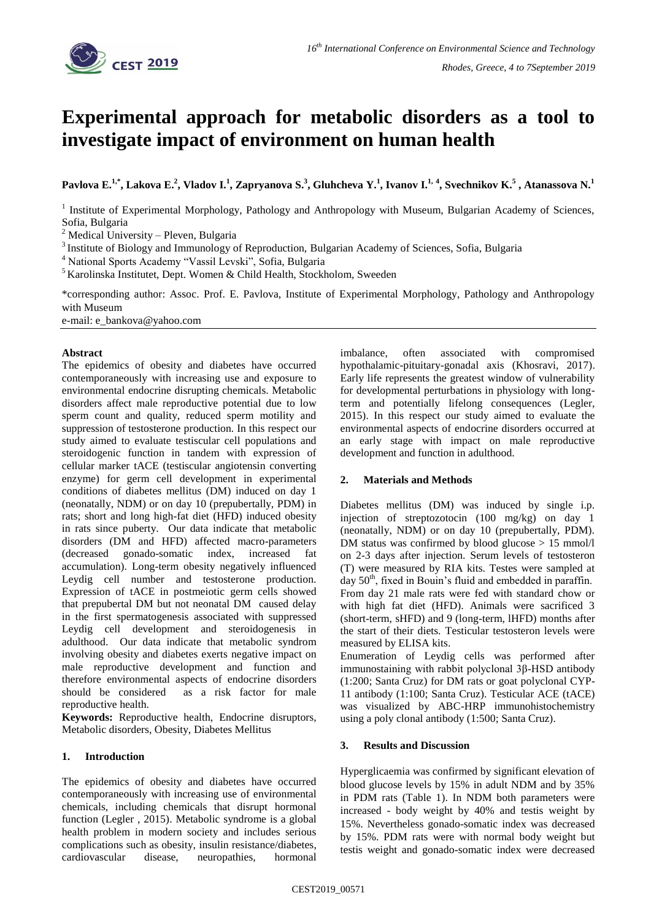# Experimental approach for metabolic disorders as a tool to investigate impact of environment on human health

**Pavlova E.[1,*], Lakova E.[2], Vladov I.[1], Zapryanova S.[3], Gluhcheva Y.[1], Ivanov I.[1, 4], Svechnikov K.[5] , Atanassova N.[1]**

[1] Institute of Experimental Morphology, Pathology and Anthropology with Museum, Bulgarian Academy of Sciences, Sofia, Bulgaria

[2] Medical University – Pleven, Bulgaria

[3] Institute of Biology and Immunology of Reproduction, Bulgarian Academy of Sciences, Sofia, Bulgaria

[4] National Sports Academy "Vassil Levski", Sofia, Bulgaria

[5] Karolinska Institutet, Dept. Women & Child Health, Stockholom, Sweeden

*corresponding author: Assoc. Prof. E. Pavlova, Institute of Experimental Morphology, Pathology and Anthropology with Museum
e-mail: e_bankova@yahoo.com

**Abstract**

The epidemics of obesity and diabetes have occurred contemporaneously with increasing use and exposure to environmental endocrine disrupting chemicals. Metabolic disorders affect male reproductive potential due to low sperm count and quality, reduced sperm motility and suppression of testosterone production. In this respect our study aimed to evaluate testiscular cell populations and steroidogenic function in tandem with expression of cellular marker tACE (testiscular angiotensin converting enzyme) for germ cell development in experimental conditions of diabetes mellitus (DM) induced on day 1 (neonatally, NDM) or on day 10 (prepubertally, PDM) in rats; short and long high-fat diet (HFD) induced obesity in rats since puberty. Our data indicate that metabolic disorders (DM and HFD) affected macro-parameters (decreased gonado-somatic index, increased fat accumulation). Long-term obesity negatively influenced Leydig cell number and testosterone production. Expression of tACE in postmeiotic germ cells showed that prepubertal DM but not neonatal DM caused delay in the first spermatogenesis associated with suppressed Leydig cell development and steroidogenesis in adulthood. Our data indicate that metabolic syndrom involving obesity and diabetes exerts negative impact on male reproductive development and function and therefore environmental aspects of endocrine disorders should be considered as a risk factor for male reproductive health.

**Keywords:** Reproductive health, Endocrine disruptors, Metabolic disorders, Obesity, Diabetes Mellitus

## 1. Introduction

The epidemics of obesity and diabetes have occurred contemporaneously with increasing use of environmental chemicals, including chemicals that disrupt hormonal function (Legler , 2015). Metabolic syndrome is a global health problem in modern society and includes serious complications such as obesity, insulin resistance/diabetes, cardiovascular disease, neuropathies, hormonal imbalance, often associated with compromised hypothalamic-pituitary-gonadal axis (Khosravi, 2017). Early life represents the greatest window of vulnerability for developmental perturbations in physiology with long-term and potentially lifelong consequences (Legler, 2015). In this respect our study aimed to evaluate the environmental aspects of endocrine disorders occurred at an early stage with impact on male reproductive development and function in adulthood.

## 2. Materials and Methods

Diabetes mellitus (DM) was induced by single i.p. injection of streptozotocin (100 mg/kg) on day 1 (neonatally, NDM) or on day 10 (prepubertally, PDM). DM status was confirmed by blood glucose > 15 mmol/l on 2-3 days after injection. Serum levels of testosteron (T) were measured by RIA kits. Testes were sampled at day 50$^{th}$, fixed in Bouin's fluid and embedded in paraffin. From day 21 male rats were fed with standard chow or with high fat diet (HFD). Animals were sacrificed 3 (short-term, sHFD) and 9 (long-term, lHFD) months after the start of their diets. Testicular testosteron levels were measured by ELISA kits.

Enumeration of Leydig cells was performed after immunostaining with rabbit polyclonal 3β-HSD antibody (1:200; Santa Cruz) for DM rats or goat polyclonal CYP-11 antibody (1:100; Santa Cruz). Testicular ACE (tACE) was visualized by ABC-HRP immunohistochemistry using a poly clonal antibody (1:500; Santa Cruz).

## 3. Results and Discussion

Hyperglicaemia was confirmed by significant elevation of blood glucose levels by 15% in adult NDM and by 35% in PDM rats (Table 1). In NDM both parameters were increased - body weight by 40% and testis weight by 15%. Nevertheless gonado-somatic index was decreased by 15%. PDM rats were with normal body weight but testis weight and gonado-somatic index were decreased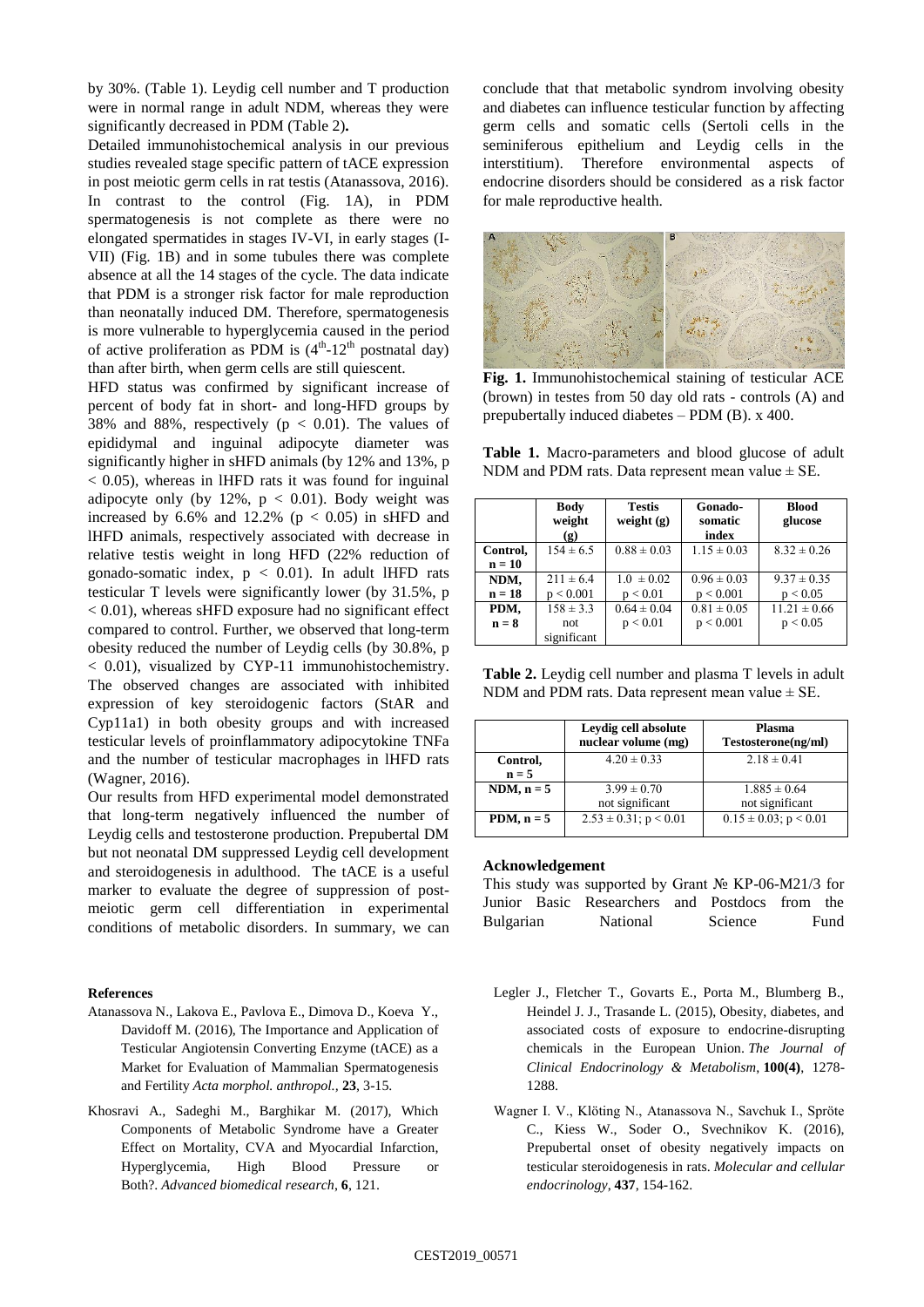by 30%. (Table 1). Leydig cell number and T production were in normal range in adult NDM, whereas they were significantly decreased in PDM (Table 2)**.**

Detailed immunohistochemical analysis in our previous studies revealed stage specific pattern of tACE expression in post meiotic germ cells in rat testis (Atanassova, 2016). In contrast to the control (Fig. 1A), in PDM spermatogenesis is not complete as there were no elongated spermatides in stages IV-VI, in early stages (I-VII) (Fig. 1B) and in some tubules there was complete absence at all the 14 stages of the cycle. The data indicate that PDM is a stronger risk factor for male reproduction than neonatally induced DM. Therefore, spermatogenesis is more vulnerable to hyperglycemia caused in the period of active proliferation as PDM is ($4^{th}$-$12^{th}$ postnatal day) than after birth, when germ cells are still quiescent.

HFD status was confirmed by significant increase of percent of body fat in short- and long-HFD groups by 38% and 88%, respectively ($p < 0.01$). The values of epididymal and inguinal adipocyte diameter was significantly higher in sHFD animals (by 12% and 13%, $p < 0.05$), whereas in lHFD rats it was found for inguinal adipocyte only (by 12%, $p < 0.01$). Body weight was increased by 6.6% and 12.2% ($p < 0.05$) in sHFD and lHFD animals, respectively associated with decrease in relative testis weight in long HFD (22% reduction of gonado-somatic index, $p < 0.01$). In adult lHFD rats testicular T levels were significantly lower (by 31.5%, $p < 0.01$), whereas sHFD exposure had no significant effect compared to control. Further, we observed that long-term obesity reduced the number of Leydig cells (by 30.8%, $p < 0.01$), visualized by CYP-11 immunohistochemistry. The observed changes are associated with inhibited expression of key steroidogenic factors (StAR and Cyp11a1) in both obesity groups and with increased testicular levels of proinflammatory adipocytokine TNFa and the number of testicular macrophages in lHFD rats (Wagner, 2016).

Our results from HFD experimental model demonstrated that long-term negatively influenced the number of Leydig cells and testosterone production. Prepubertal DM but not neonatal DM suppressed Leydig cell development and steroidogenesis in adulthood. The tACE is a useful marker to evaluate the degree of suppression of post-meiotic germ cell differentiation in experimental conditions of metabolic disorders. In summary, we can conclude that that metabolic syndrom involving obesity and diabetes can influence testicular function by affecting germ cells and somatic cells (Sertoli cells in the seminiferous epithelium and Leydig cells in the interstitium). Therefore environmental aspects of endocrine disorders should be considered as a risk factor for male reproductive health.

**Fig. 1.** Immunohistochemical staining of testicular ACE (brown) in testes from 50 day old rats - controls (A) and prepubertally induced diabetes – PDM (B). x 400.

**Table 1.** Macro-parameters and blood glucose of adult NDM and PDM rats. Data represent mean value ± SE.

| | Body weight (g) | Testis weight (g) | Gonado-somatic index | Blood glucose |
|---|---|---|---|---|
| **Control, n = 10** | 154 ± 6.5 | 0.88 ± 0.03 | 1.15 ± 0.03 | 8.32 ± 0.26 |
| **NDM, n = 18** | 211 ± 6.4 p < 0.001 | 1.0 ± 0.02 p < 0.01 | 0.96 ± 0.03 p < 0.001 | 9.37 ± 0.35 p < 0.05 |
| **PDM, n = 8** | 158 ± 3.3 not significant | 0.64 ± 0.04 p < 0.01 | 0.81 ± 0.05 p < 0.001 | 11.21 ± 0.66 p < 0.05 |

**Table 2.** Leydig cell number and plasma T levels in adult NDM and PDM rats. Data represent mean value ± SE.

| | Leydig cell absolute nuclear volume (mg) | Plasma Testosterone(ng/ml) |
|---|---|---|
| **Control, n = 5** | 4.20 ± 0.33 | 2.18 ± 0.41 |
| **NDM, n = 5** | 3.99 ± 0.70 not significant | 1.885 ± 0.64 not significant |
| **PDM, n = 5** | 2.53 ± 0.31; p < 0.01 | 0.15 ± 0.03; p < 0.01 |

#### Acknowledgement

This study was supported by Grant № KP-06-M21/3 for Junior Basic Researchers and Postdocs from the Bulgarian National Science Fund

#### References

Atanassova N., Lakova E., Pavlova E., Dimova D., Koeva Y., Davidoff M. (2016), The Importance and Application of Testicular Angiotensin Converting Enzyme (tACE) as a Market for Evaluation of Mammalian Spermatogenesis and Fertility *Acta morphol. anthropol.*, **23**, 3-15.

Khosravi A., Sadeghi M., Barghikar M. (2017), Which Components of Metabolic Syndrome have a Greater Effect on Mortality, CVA and Myocardial Infarction, Hyperglycemia, High Blood Pressure or Both?. *Advanced biomedical research*, **6**, 121.

Legler J., Fletcher T., Govarts E., Porta M., Blumberg B., Heindel J. J., Trasande L. (2015), Obesity, diabetes, and associated costs of exposure to endocrine-disrupting chemicals in the European Union. *The Journal of Clinical Endocrinology & Metabolism*, **100(4)**, 1278-1288.

Wagner I. V., Klöting N., Atanassova N., Savchuk I., Spröte C., Kiess W., Soder O., Svechnikov K. (2016), Prepubertal onset of obesity negatively impacts on testicular steroidogenesis in rats. *Molecular and cellular endocrinology*, **437**, 154-162.